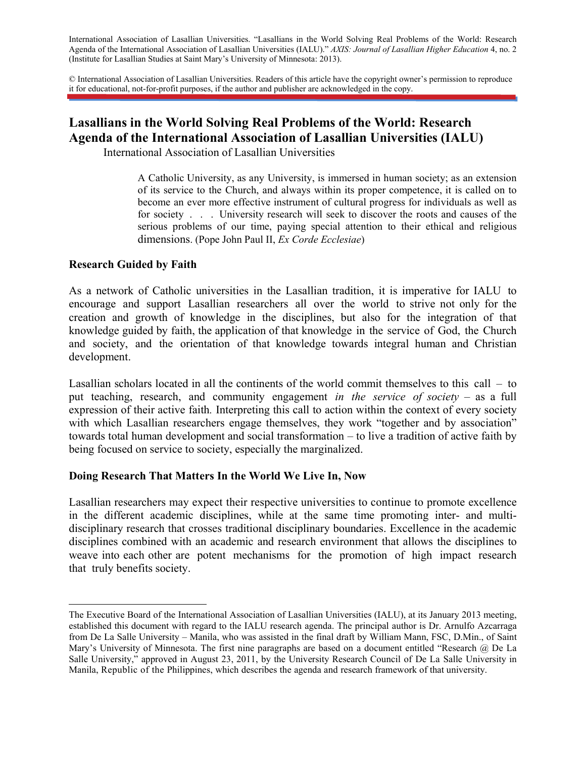International Association of Lasallian Universities. "Lasallians in the World Solving Real Problems of the World: Research Agenda of the International Association of Lasallian Universities (IALU)." *AXIS: Journal of Lasallian Higher Education* 4, no. 2 (Institute for Lasallian Studies at Saint Mary's University of Minnesota: 2013).

© International Association of Lasallian Universities. Readers of this article have the copyright owner's permission to reproduce it for educational, not-for-profit purposes, if the author and publisher are acknowledged in the copy.

# Lasallians in the World Solving Real Problems of the World: Research Agenda of the International Association of Lasallian Universities (IALU)

International Association of Lasallian Universities

> A Catholic University, as any University, is immersed in human society; as an extension of its service to the Church, and always within its proper competence, it is called on to become an ever more effective instrument of cultural progress for individuals as well as for society . . . University research will seek to discover the roots and causes of the serious problems of our time, paying special attention to their ethical and religious dimensions. (Pope John Paul II, *Ex Corde Ecclesiae*)

## Research Guided by Faith

As a network of Catholic universities in the Lasallian tradition, it is imperative for IALU to encourage and support Lasallian researchers all over the world to strive not only for the creation and growth of knowledge in the disciplines, but also for the integration of that knowledge guided by faith, the application of that knowledge in the service of God, the Church and society, and the orientation of that knowledge towards integral human and Christian development.

Lasallian scholars located in all the continents of the world commit themselves to this call – to put teaching, research, and community engagement *in the service of society* – as a full expression of their active faith. Interpreting this call to action within the context of every society with which Lasallian researchers engage themselves, they work "together and by association" towards total human development and social transformation – to live a tradition of active faith by being focused on service to society, especially the marginalized.

## Doing Research That Matters In the World We Live In, Now

Lasallian researchers may expect their respective universities to continue to promote excellence in the different academic disciplines, while at the same time promoting inter- and multi-disciplinary research that crosses traditional disciplinary boundaries. Excellence in the academic disciplines combined with an academic and research environment that allows the disciplines to weave into each other are potent mechanisms for the promotion of high impact research that truly benefits society.

---

The Executive Board of the International Association of Lasallian Universities (IALU), at its January 2013 meeting, established this document with regard to the IALU research agenda. The principal author is Dr. Arnulfo Azcarraga from De La Salle University – Manila, who was assisted in the final draft by William Mann, FSC, D.Min., of Saint Mary's University of Minnesota. The first nine paragraphs are based on a document entitled "Research @ De La Salle University," approved in August 23, 2011, by the University Research Council of De La Salle University in Manila, Republic of the Philippines, which describes the agenda and research framework of that university.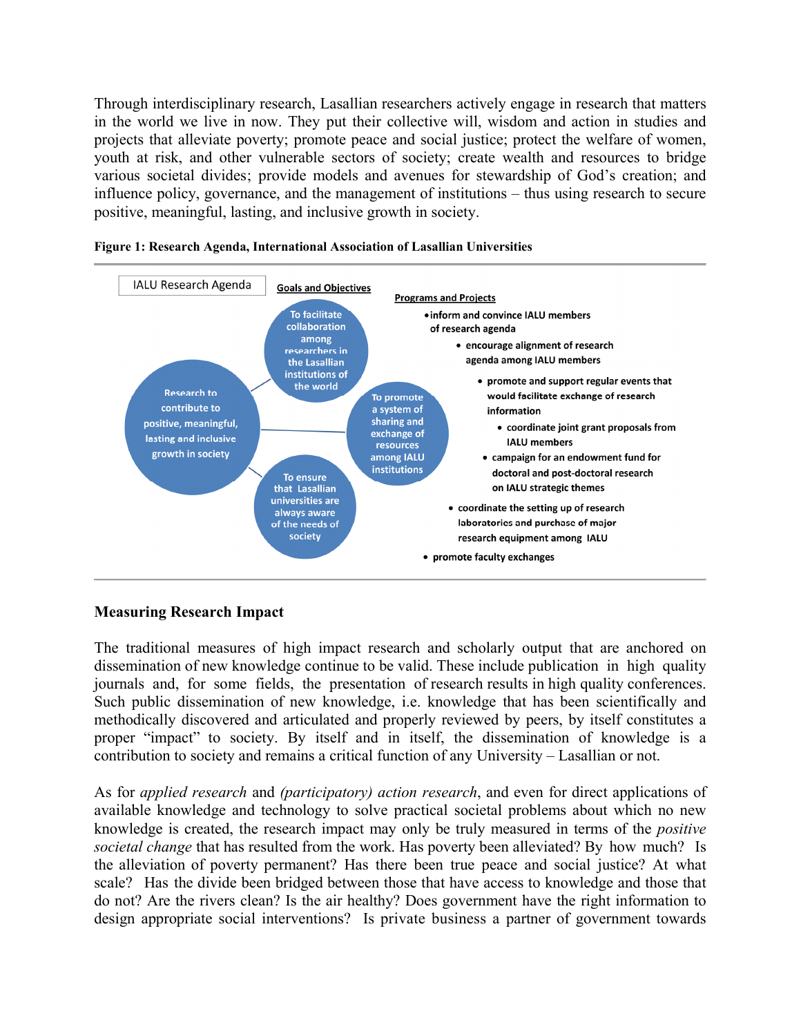Through interdisciplinary research, Lasallian researchers actively engage in research that matters in the world we live in now. They put their collective will, wisdom and action in studies and projects that alleviate poverty; promote peace and social justice; protect the welfare of women, youth at risk, and other vulnerable sectors of society; create wealth and resources to bridge various societal divides; provide models and avenues for stewardship of God's creation; and influence policy, governance, and the management of institutions – thus using research to secure positive, meaningful, lasting, and inclusive growth in society.

**Figure 1: Research Agenda, International Association of Lasallian Universities**

IALU Research Agenda

Research to contribute to positive, meaningful, lasting and inclusive growth in society

**Goals and Objectives**

- To facilitate collaboration among researchers in the Lasallian institutions of the world
- To promote a system of sharing and exchange of resources among IALU institutions
- To ensure that Lasallian universities are always aware of the needs of society

**Programs and Projects**

- inform and convince IALU members of research agenda
- encourage alignment of research agenda among IALU members
- promote and support regular events that would facilitate exchange of research information
- coordinate joint grant proposals from IALU members
- campaign for an endowment fund for doctoral and post-doctoral research on IALU strategic themes
- coordinate the setting up of research laboratories and purchase of major research equipment among IALU
- promote faculty exchanges

## Measuring Research Impact

The traditional measures of high impact research and scholarly output that are anchored on dissemination of new knowledge continue to be valid. These include publication in high quality journals and, for some fields, the presentation of research results in high quality conferences. Such public dissemination of new knowledge, i.e. knowledge that has been scientifically and methodically discovered and articulated and properly reviewed by peers, by itself constitutes a proper "impact" to society. By itself and in itself, the dissemination of knowledge is a contribution to society and remains a critical function of any University – Lasallian or not.

As for *applied research* and *(participatory) action research*, and even for direct applications of available knowledge and technology to solve practical societal problems about which no new knowledge is created, the research impact may only be truly measured in terms of the *positive societal change* that has resulted from the work. Has poverty been alleviated? By how much? Is the alleviation of poverty permanent? Has there been true peace and social justice? At what scale? Has the divide been bridged between those that have access to knowledge and those that do not? Are the rivers clean? Is the air healthy? Does government have the right information to design appropriate social interventions? Is private business a partner of government towards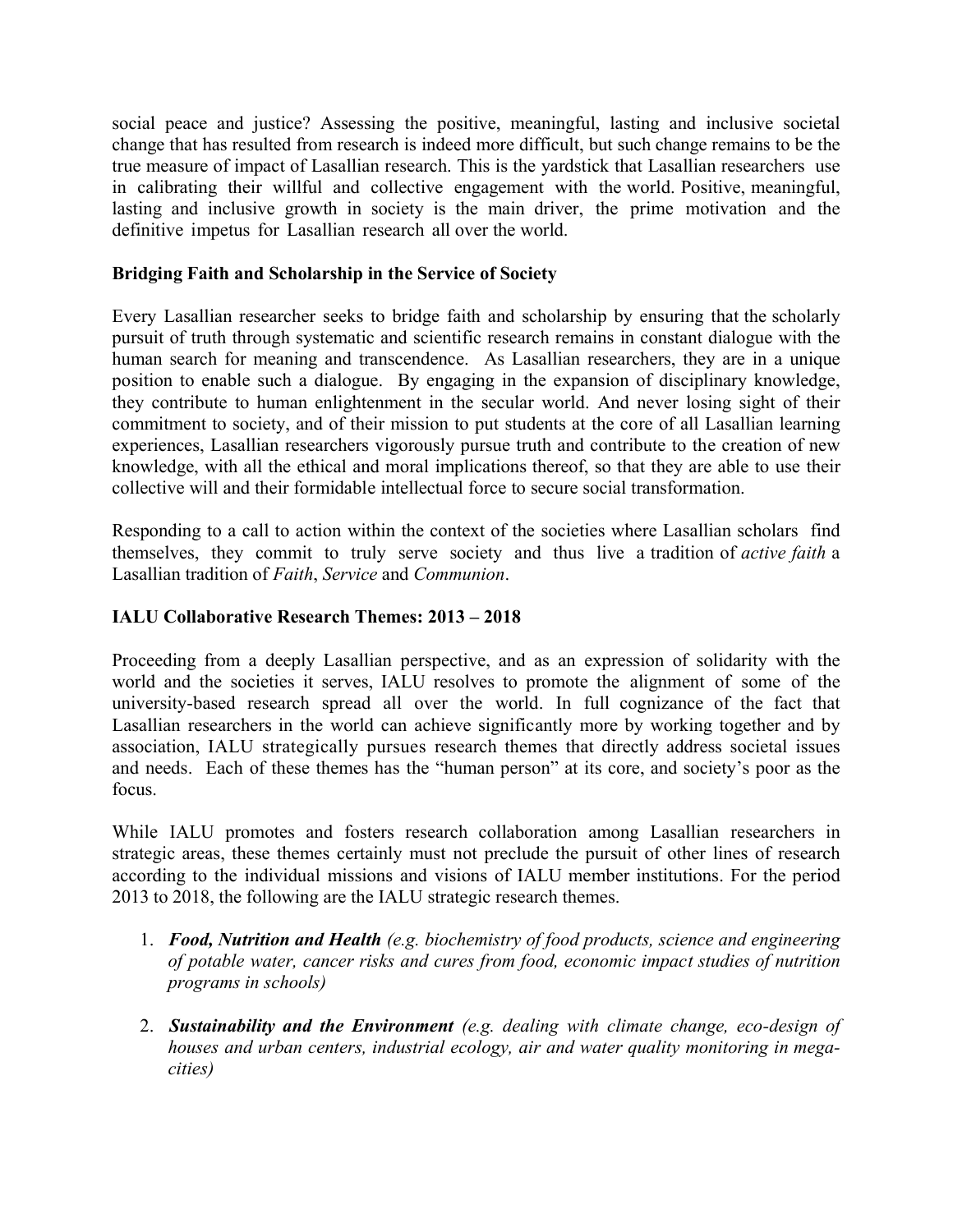social peace and justice? Assessing the positive, meaningful, lasting and inclusive societal change that has resulted from research is indeed more difficult, but such change remains to be the true measure of impact of Lasallian research. This is the yardstick that Lasallian researchers use in calibrating their willful and collective engagement with the world. Positive, meaningful, lasting and inclusive growth in society is the main driver, the prime motivation and the definitive impetus for Lasallian research all over the world.

**Bridging Faith and Scholarship in the Service of Society**

Every Lasallian researcher seeks to bridge faith and scholarship by ensuring that the scholarly pursuit of truth through systematic and scientific research remains in constant dialogue with the human search for meaning and transcendence. As Lasallian researchers, they are in a unique position to enable such a dialogue. By engaging in the expansion of disciplinary knowledge, they contribute to human enlightenment in the secular world. And never losing sight of their commitment to society, and of their mission to put students at the core of all Lasallian learning experiences, Lasallian researchers vigorously pursue truth and contribute to the creation of new knowledge, with all the ethical and moral implications thereof, so that they are able to use their collective will and their formidable intellectual force to secure social transformation.

Responding to a call to action within the context of the societies where Lasallian scholars find themselves, they commit to truly serve society and thus live a tradition of *active faith* a Lasallian tradition of *Faith*, *Service* and *Communion*.

**IALU Collaborative Research Themes: 2013 – 2018**

Proceeding from a deeply Lasallian perspective, and as an expression of solidarity with the world and the societies it serves, IALU resolves to promote the alignment of some of the university-based research spread all over the world. In full cognizance of the fact that Lasallian researchers in the world can achieve significantly more by working together and by association, IALU strategically pursues research themes that directly address societal issues and needs. Each of these themes has the "human person" at its core, and society's poor as the focus.

While IALU promotes and fosters research collaboration among Lasallian researchers in strategic areas, these themes certainly must not preclude the pursuit of other lines of research according to the individual missions and visions of IALU member institutions. For the period 2013 to 2018, the following are the IALU strategic research themes.

1. ***Food, Nutrition and Health*** *(e.g. biochemistry of food products, science and engineering of potable water, cancer risks and cures from food, economic impact studies of nutrition programs in schools)*

2. ***Sustainability and the Environment*** *(e.g. dealing with climate change, eco-design of houses and urban centers, industrial ecology, air and water quality monitoring in mega-cities)*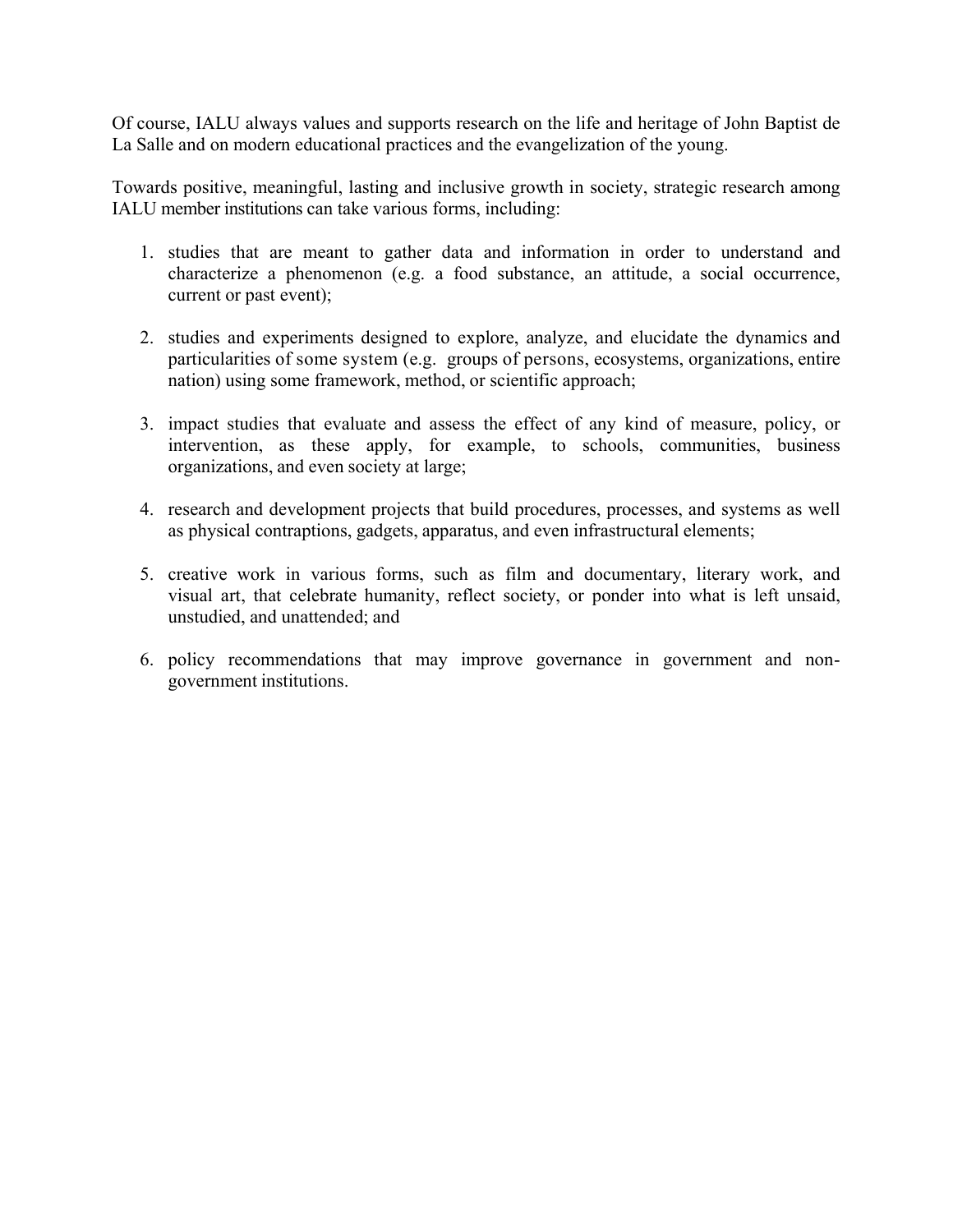Of course, IALU always values and supports research on the life and heritage of John Baptist de La Salle and on modern educational practices and the evangelization of the young.

Towards positive, meaningful, lasting and inclusive growth in society, strategic research among IALU member institutions can take various forms, including:

1. studies that are meant to gather data and information in order to understand and characterize a phenomenon (e.g. a food substance, an attitude, a social occurrence, current or past event);

2. studies and experiments designed to explore, analyze, and elucidate the dynamics and particularities of some system (e.g. groups of persons, ecosystems, organizations, entire nation) using some framework, method, or scientific approach;

3. impact studies that evaluate and assess the effect of any kind of measure, policy, or intervention, as these apply, for example, to schools, communities, business organizations, and even society at large;

4. research and development projects that build procedures, processes, and systems as well as physical contraptions, gadgets, apparatus, and even infrastructural elements;

5. creative work in various forms, such as film and documentary, literary work, and visual art, that celebrate humanity, reflect society, or ponder into what is left unsaid, unstudied, and unattended; and

6. policy recommendations that may improve governance in government and non-government institutions.